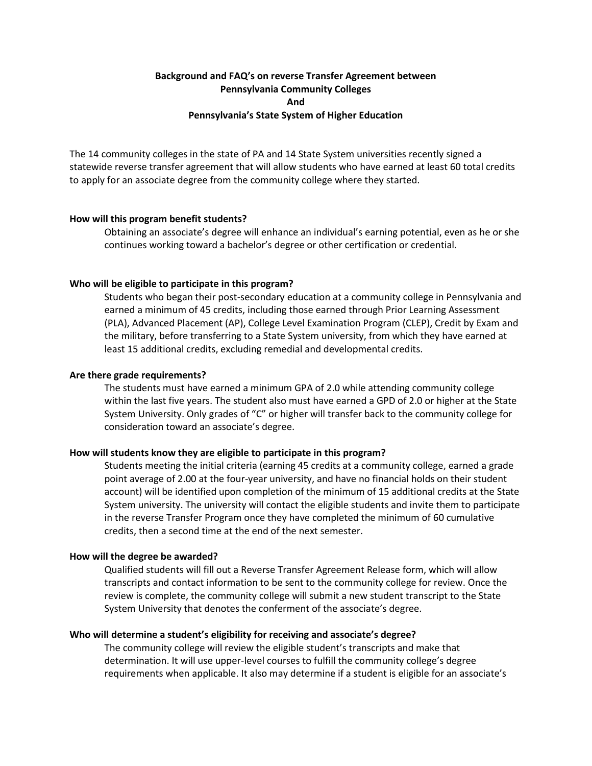**Background and FAQ's on reverse Transfer Agreement between Pennsylvania Community Colleges And Pennsylvania's State System of Higher Education**

The 14 community colleges in the state of PA and 14 State System universities recently signed a statewide reverse transfer agreement that will allow students who have earned at least 60 total credits to apply for an associate degree from the community college where they started.

**How will this program benefit students?**

Obtaining an associate's degree will enhance an individual's earning potential, even as he or she continues working toward a bachelor's degree or other certification or credential.

**Who will be eligible to participate in this program?**

Students who began their post-secondary education at a community college in Pennsylvania and earned a minimum of 45 credits, including those earned through Prior Learning Assessment (PLA), Advanced Placement (AP), College Level Examination Program (CLEP), Credit by Exam and the military, before transferring to a State System university, from which they have earned at least 15 additional credits, excluding remedial and developmental credits.

**Are there grade requirements?**

The students must have earned a minimum GPA of 2.0 while attending community college within the last five years. The student also must have earned a GPD of 2.0 or higher at the State System University. Only grades of "C" or higher will transfer back to the community college for consideration toward an associate's degree.

**How will students know they are eligible to participate in this program?**

Students meeting the initial criteria (earning 45 credits at a community college, earned a grade point average of 2.00 at the four-year university, and have no financial holds on their student account) will be identified upon completion of the minimum of 15 additional credits at the State System university. The university will contact the eligible students and invite them to participate in the reverse Transfer Program once they have completed the minimum of 60 cumulative credits, then a second time at the end of the next semester.

**How will the degree be awarded?**

Qualified students will fill out a Reverse Transfer Agreement Release form, which will allow transcripts and contact information to be sent to the community college for review. Once the review is complete, the community college will submit a new student transcript to the State System University that denotes the conferment of the associate's degree.

**Who will determine a student's eligibility for receiving and associate's degree?**

The community college will review the eligible student's transcripts and make that determination. It will use upper-level courses to fulfill the community college's degree requirements when applicable. It also may determine if a student is eligible for an associate's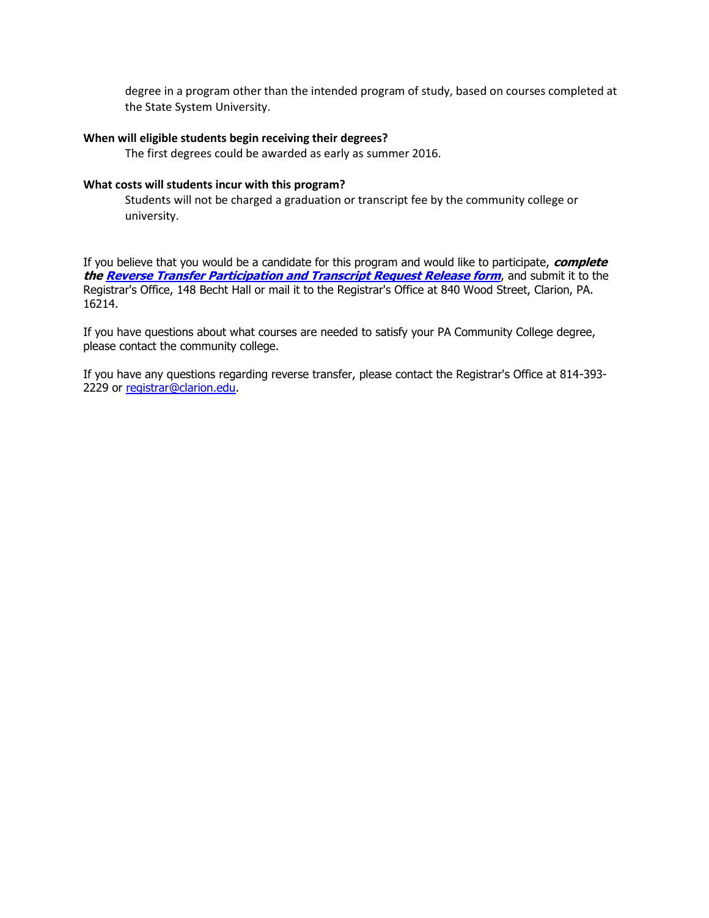degree in a program other than the intended program of study, based on courses completed at the State System University.

**When will eligible students begin receiving their degrees?**

The first degrees could be awarded as early as summer 2016.

**What costs will students incur with this program?**

Students will not be charged a graduation or transcript fee by the community college or university.

If you believe that you would be a candidate for this program and would like to participate, ***complete the [Reverse Transfer Participation and Transcript Request Release form](#)***, and submit it to the Registrar's Office, 148 Becht Hall or mail it to the Registrar's Office at 840 Wood Street, Clarion, PA. 16214.

If you have questions about what courses are needed to satisfy your PA Community College degree, please contact the community college.

If you have any questions regarding reverse transfer, please contact the Registrar's Office at 814-393-2229 or registrar@clarion.edu.